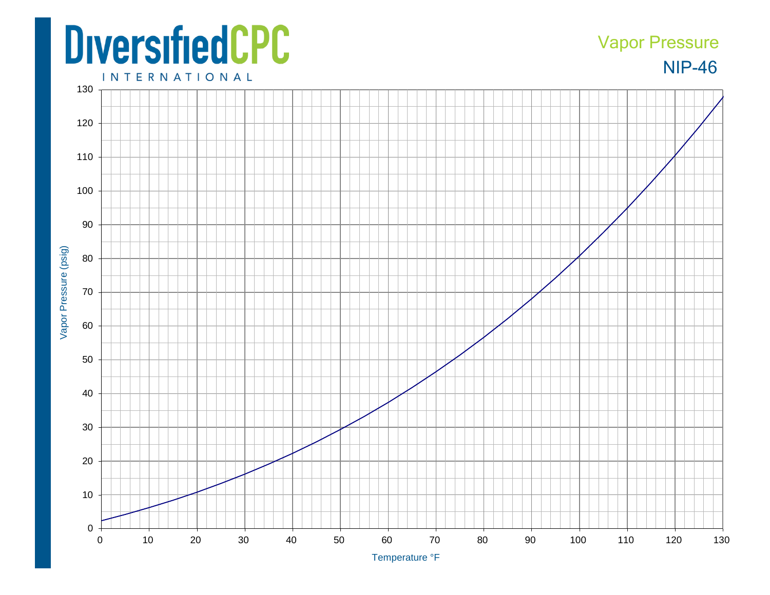# DiversifiedCPC INTERNATIONAL

## Vapor Pressure

## NIP-46

Vapor Pressure (psig)

Temperature °F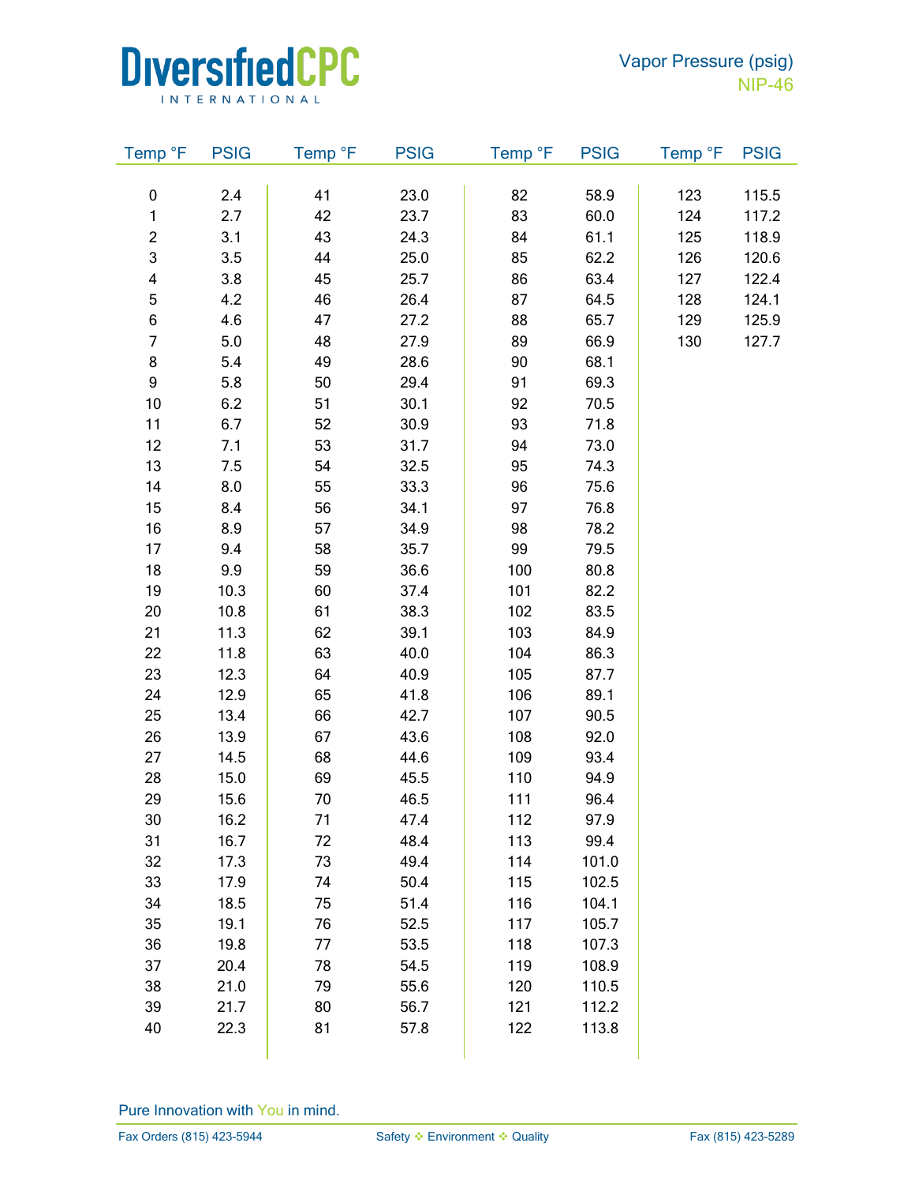# Vapor Pressure (psig)

## NIP-46

| Temp °F | PSIG | Temp °F | PSIG | Temp °F | PSIG | Temp °F | PSIG |
|---|---|---|---|---|---|---|---|
| 0 | 2.4 | 41 | 23.0 | 82 | 58.9 | 123 | 115.5 |
| 1 | 2.7 | 42 | 23.7 | 83 | 60.0 | 124 | 117.2 |
| 2 | 3.1 | 43 | 24.3 | 84 | 61.1 | 125 | 118.9 |
| 3 | 3.5 | 44 | 25.0 | 85 | 62.2 | 126 | 120.6 |
| 4 | 3.8 | 45 | 25.7 | 86 | 63.4 | 127 | 122.4 |
| 5 | 4.2 | 46 | 26.4 | 87 | 64.5 | 128 | 124.1 |
| 6 | 4.6 | 47 | 27.2 | 88 | 65.7 | 129 | 125.9 |
| 7 | 5.0 | 48 | 27.9 | 89 | 66.9 | 130 | 127.7 |
| 8 | 5.4 | 49 | 28.6 | 90 | 68.1 | | |
| 9 | 5.8 | 50 | 29.4 | 91 | 69.3 | | |
| 10 | 6.2 | 51 | 30.1 | 92 | 70.5 | | |
| 11 | 6.7 | 52 | 30.9 | 93 | 71.8 | | |
| 12 | 7.1 | 53 | 31.7 | 94 | 73.0 | | |
| 13 | 7.5 | 54 | 32.5 | 95 | 74.3 | | |
| 14 | 8.0 | 55 | 33.3 | 96 | 75.6 | | |
| 15 | 8.4 | 56 | 34.1 | 97 | 76.8 | | |
| 16 | 8.9 | 57 | 34.9 | 98 | 78.2 | | |
| 17 | 9.4 | 58 | 35.7 | 99 | 79.5 | | |
| 18 | 9.9 | 59 | 36.6 | 100 | 80.8 | | |
| 19 | 10.3 | 60 | 37.4 | 101 | 82.2 | | |
| 20 | 10.8 | 61 | 38.3 | 102 | 83.5 | | |
| 21 | 11.3 | 62 | 39.1 | 103 | 84.9 | | |
| 22 | 11.8 | 63 | 40.0 | 104 | 86.3 | | |
| 23 | 12.3 | 64 | 40.9 | 105 | 87.7 | | |
| 24 | 12.9 | 65 | 41.8 | 106 | 89.1 | | |
| 25 | 13.4 | 66 | 42.7 | 107 | 90.5 | | |
| 26 | 13.9 | 67 | 43.6 | 108 | 92.0 | | |
| 27 | 14.5 | 68 | 44.6 | 109 | 93.4 | | |
| 28 | 15.0 | 69 | 45.5 | 110 | 94.9 | | |
| 29 | 15.6 | 70 | 46.5 | 111 | 96.4 | | |
| 30 | 16.2 | 71 | 47.4 | 112 | 97.9 | | |
| 31 | 16.7 | 72 | 48.4 | 113 | 99.4 | | |
| 32 | 17.3 | 73 | 49.4 | 114 | 101.0 | | |
| 33 | 17.9 | 74 | 50.4 | 115 | 102.5 | | |
| 34 | 18.5 | 75 | 51.4 | 116 | 104.1 | | |
| 35 | 19.1 | 76 | 52.5 | 117 | 105.7 | | |
| 36 | 19.8 | 77 | 53.5 | 118 | 107.3 | | |
| 37 | 20.4 | 78 | 54.5 | 119 | 108.9 | | |
| 38 | 21.0 | 79 | 55.6 | 120 | 110.5 | | |
| 39 | 21.7 | 80 | 56.7 | 121 | 112.2 | | |
| 40 | 22.3 | 81 | 57.8 | 122 | 113.8 | | |

Pure Innovation with You in mind.

Fax Orders (815) 423-5944 Safety ❖ Environment ❖ Quality Fax (815) 423-5289